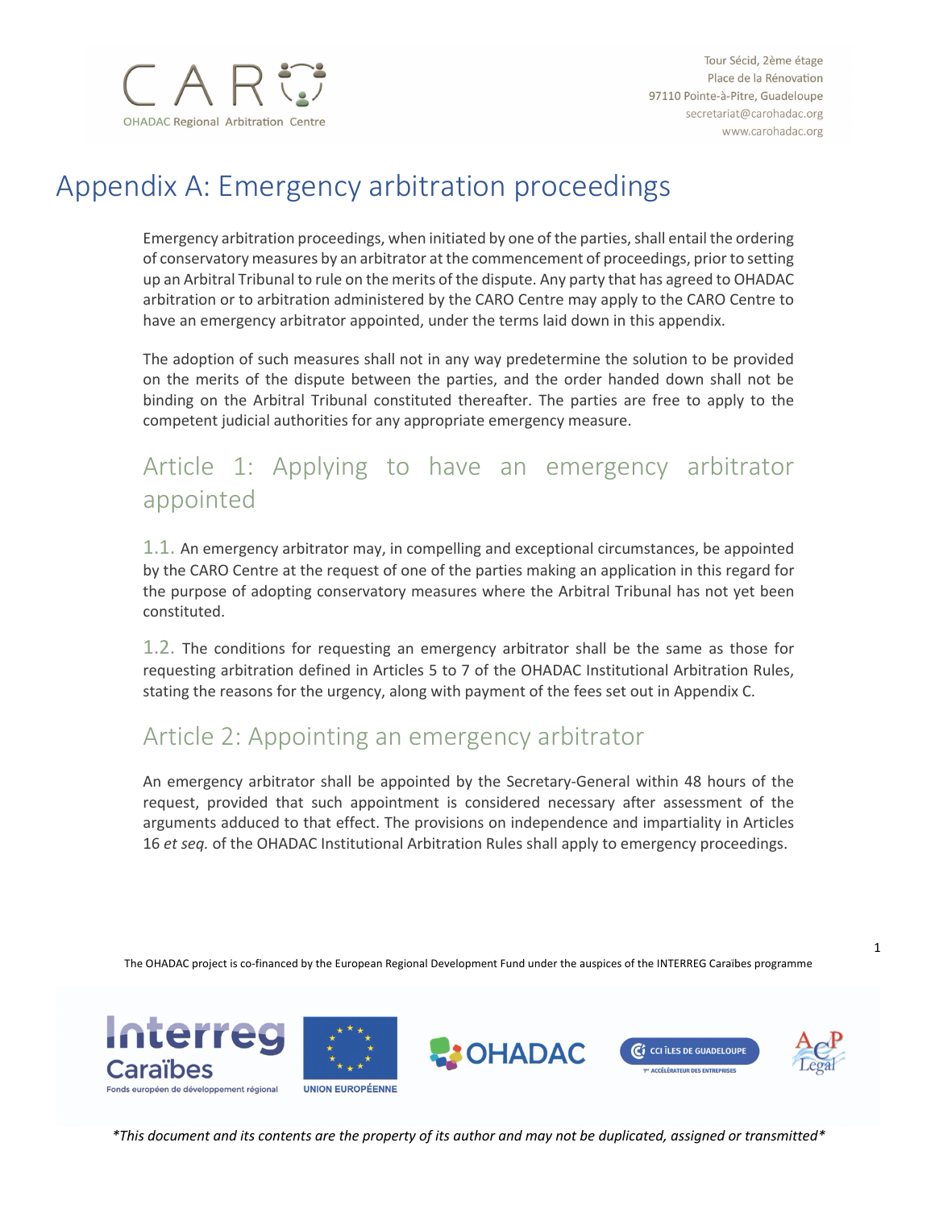# Appendix A: Emergency arbitration proceedings

Emergency arbitration proceedings, when initiated by one of the parties, shall entail the ordering of conservatory measures by an arbitrator at the commencement of proceedings, prior to setting up an Arbitral Tribunal to rule on the merits of the dispute. Any party that has agreed to OHADAC arbitration or to arbitration administered by the CARO Centre may apply to the CARO Centre to have an emergency arbitrator appointed, under the terms laid down in this appendix.

The adoption of such measures shall not in any way predetermine the solution to be provided on the merits of the dispute between the parties, and the order handed down shall not be binding on the Arbitral Tribunal constituted thereafter. The parties are free to apply to the competent judicial authorities for any appropriate emergency measure.

## Article 1: Applying to have an emergency arbitrator appointed

1.1. An emergency arbitrator may, in compelling and exceptional circumstances, be appointed by the CARO Centre at the request of one of the parties making an application in this regard for the purpose of adopting conservatory measures where the Arbitral Tribunal has not yet been constituted.

1.2. The conditions for requesting an emergency arbitrator shall be the same as those for requesting arbitration defined in Articles 5 to 7 of the OHADAC Institutional Arbitration Rules, stating the reasons for the urgency, along with payment of the fees set out in Appendix C.

## Article 2: Appointing an emergency arbitrator

An emergency arbitrator shall be appointed by the Secretary-General within 48 hours of the request, provided that such appointment is considered necessary after assessment of the arguments adduced to that effect. The provisions on independence and impartiality in Articles 16 *et seq.* of the OHADAC Institutional Arbitration Rules shall apply to emergency proceedings.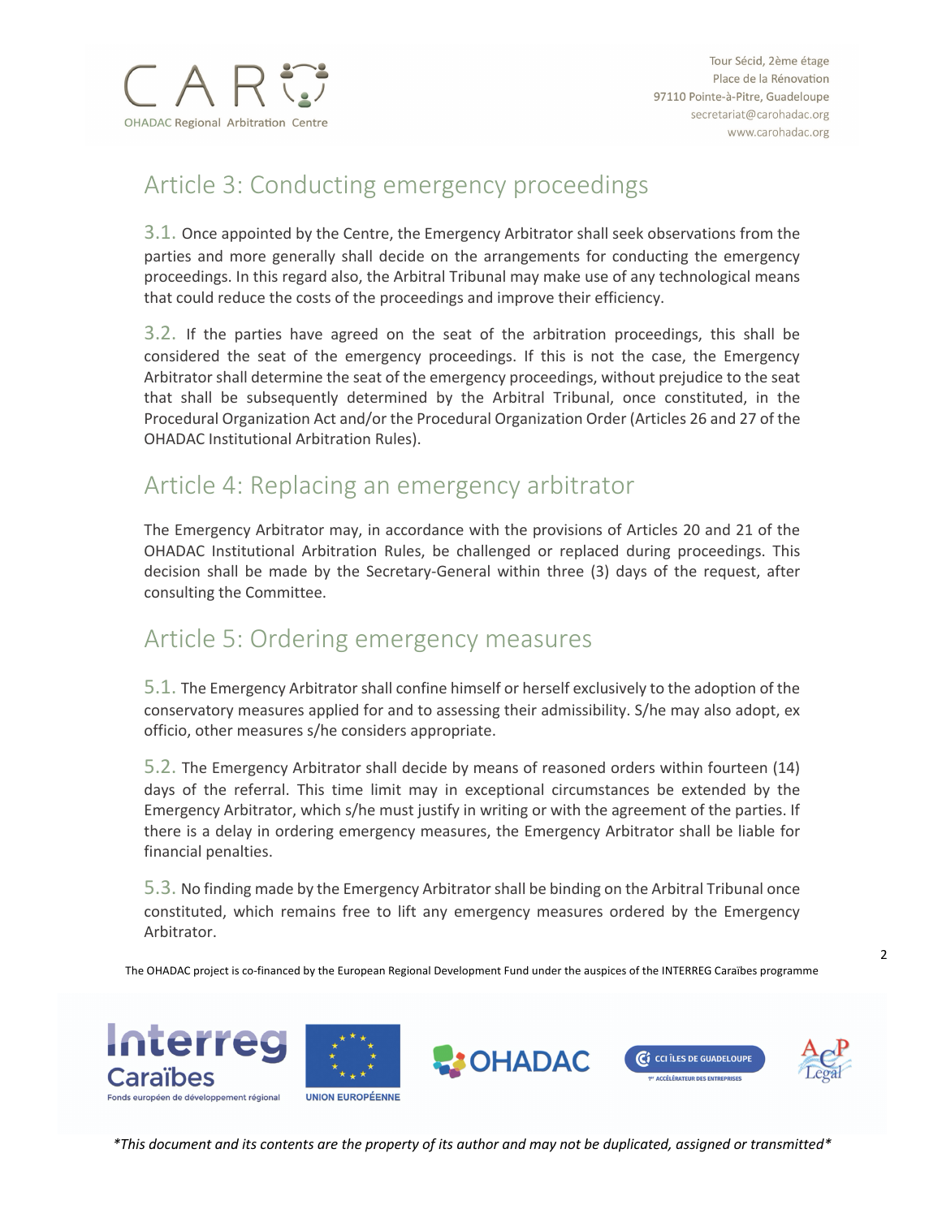## Article 3: Conducting emergency proceedings

3.1. Once appointed by the Centre, the Emergency Arbitrator shall seek observations from the parties and more generally shall decide on the arrangements for conducting the emergency proceedings. In this regard also, the Arbitral Tribunal may make use of any technological means that could reduce the costs of the proceedings and improve their efficiency.

3.2. If the parties have agreed on the seat of the arbitration proceedings, this shall be considered the seat of the emergency proceedings. If this is not the case, the Emergency Arbitrator shall determine the seat of the emergency proceedings, without prejudice to the seat that shall be subsequently determined by the Arbitral Tribunal, once constituted, in the Procedural Organization Act and/or the Procedural Organization Order (Articles 26 and 27 of the OHADAC Institutional Arbitration Rules).

## Article 4: Replacing an emergency arbitrator

The Emergency Arbitrator may, in accordance with the provisions of Articles 20 and 21 of the OHADAC Institutional Arbitration Rules, be challenged or replaced during proceedings. This decision shall be made by the Secretary-General within three (3) days of the request, after consulting the Committee.

## Article 5: Ordering emergency measures

5.1. The Emergency Arbitrator shall confine himself or herself exclusively to the adoption of the conservatory measures applied for and to assessing their admissibility. S/he may also adopt, ex officio, other measures s/he considers appropriate.

5.2. The Emergency Arbitrator shall decide by means of reasoned orders within fourteen (14) days of the referral. This time limit may in exceptional circumstances be extended by the Emergency Arbitrator, which s/he must justify in writing or with the agreement of the parties. If there is a delay in ordering emergency measures, the Emergency Arbitrator shall be liable for financial penalties.

5.3. No finding made by the Emergency Arbitrator shall be binding on the Arbitral Tribunal once constituted, which remains free to lift any emergency measures ordered by the Emergency Arbitrator.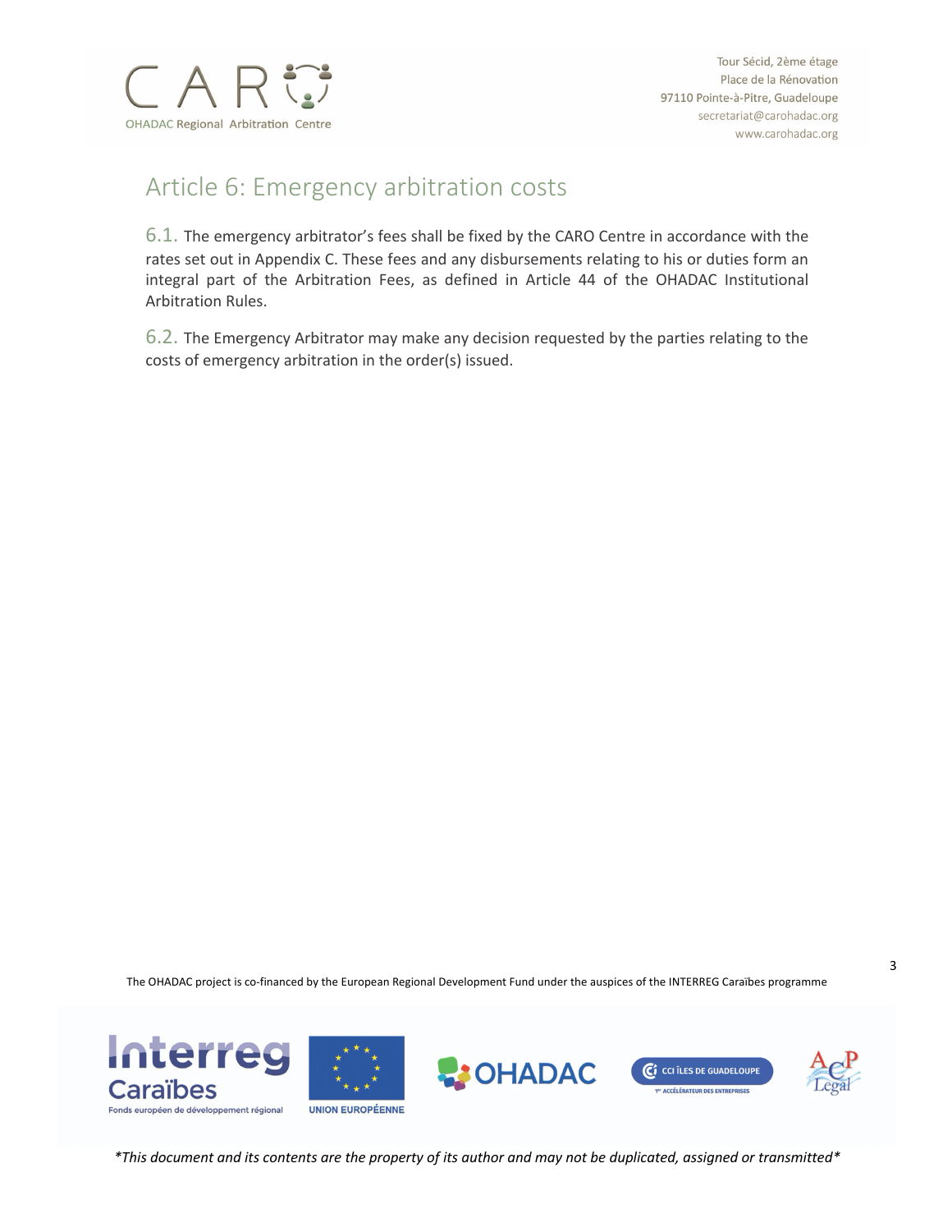## Article 6: Emergency arbitration costs

6.1. The emergency arbitrator's fees shall be fixed by the CARO Centre in accordance with the rates set out in Appendix C. These fees and any disbursements relating to his or duties form an integral part of the Arbitration Fees, as defined in Article 44 of the OHADAC Institutional Arbitration Rules.

6.2. The Emergency Arbitrator may make any decision requested by the parties relating to the costs of emergency arbitration in the order(s) issued.